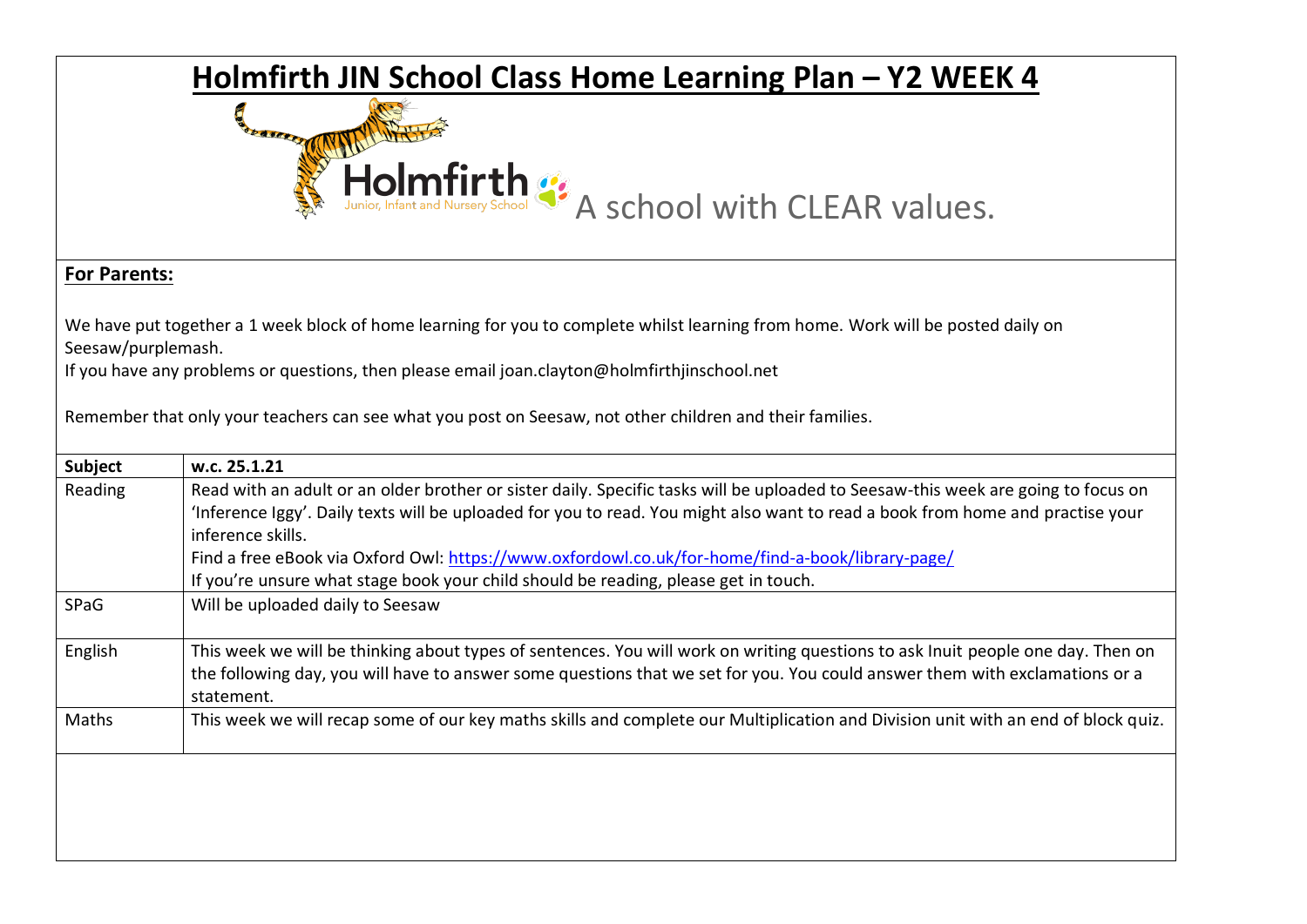# Holmfirth JIN School Class Home Learning Plan – Y2 WEEK 4

Holmfirth Junior, Infant and Nursery School A school with CLEAR values.

**For Parents:**

We have put together a 1 week block of home learning for you to complete whilst learning from home. Work will be posted daily on Seesaw/purplemash.
If you have any problems or questions, then please email joan.clayton@holmfirthjinschool.net

Remember that only your teachers can see what you post on Seesaw, not other children and their families.

| **Subject** | **w.c. 25.1.21** |
|---|---|
| Reading | Read with an adult or an older brother or sister daily. Specific tasks will be uploaded to Seesaw-this week are going to focus on 'Inference Iggy'. Daily texts will be uploaded for you to read. You might also want to read a book from home and practise your inference skills.<br>Find a free eBook via Oxford Owl: [https://www.oxfordowl.co.uk/for-home/find-a-book/library-page/](https://www.oxfordowl.co.uk/for-home/find-a-book/library-page/)<br>If you're unsure what stage book your child should be reading, please get in touch. |
| SPaG | Will be uploaded daily to Seesaw |
| English | This week we will be thinking about types of sentences. You will work on writing questions to ask Inuit people one day. Then on the following day, you will have to answer some questions that we set for you. You could answer them with exclamations or a statement. |
| Maths | This week we will recap some of our key maths skills and complete our Multiplication and Division unit with an end of block quiz. |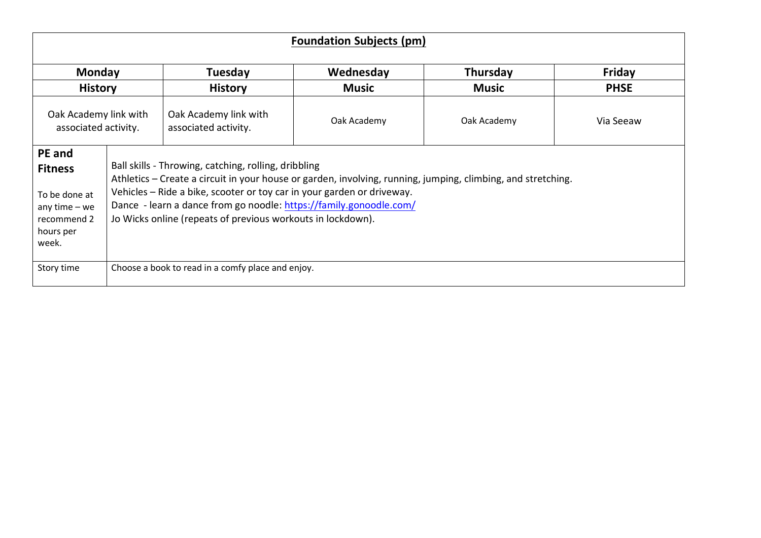| Foundation Subjects (pm) | | | | |
|---|---|---|---|---|
| **Monday** | **Tuesday** | **Wednesday** | **Thursday** | **Friday** |
| **History** | **History** | **Music** | **Music** | **PHSE** |
| Oak Academy link with associated activity. | Oak Academy link with associated activity. | Oak Academy | Oak Academy | Via Seeaw |

| | |
|---|---|
| **PE and Fitness**<br><br>To be done at any time – we recommend 2 hours per week. | Ball skills - Throwing, catching, rolling, dribbling<br>Athletics – Create a circuit in your house or garden, involving, running, jumping, climbing, and stretching.<br>Vehicles – Ride a bike, scooter or toy car in your garden or driveway.<br>Dance - learn a dance from go noodle: https://family.gonoodle.com/<br>Jo Wicks online (repeats of previous workouts in lockdown). |
| Story time | Choose a book to read in a comfy place and enjoy. |